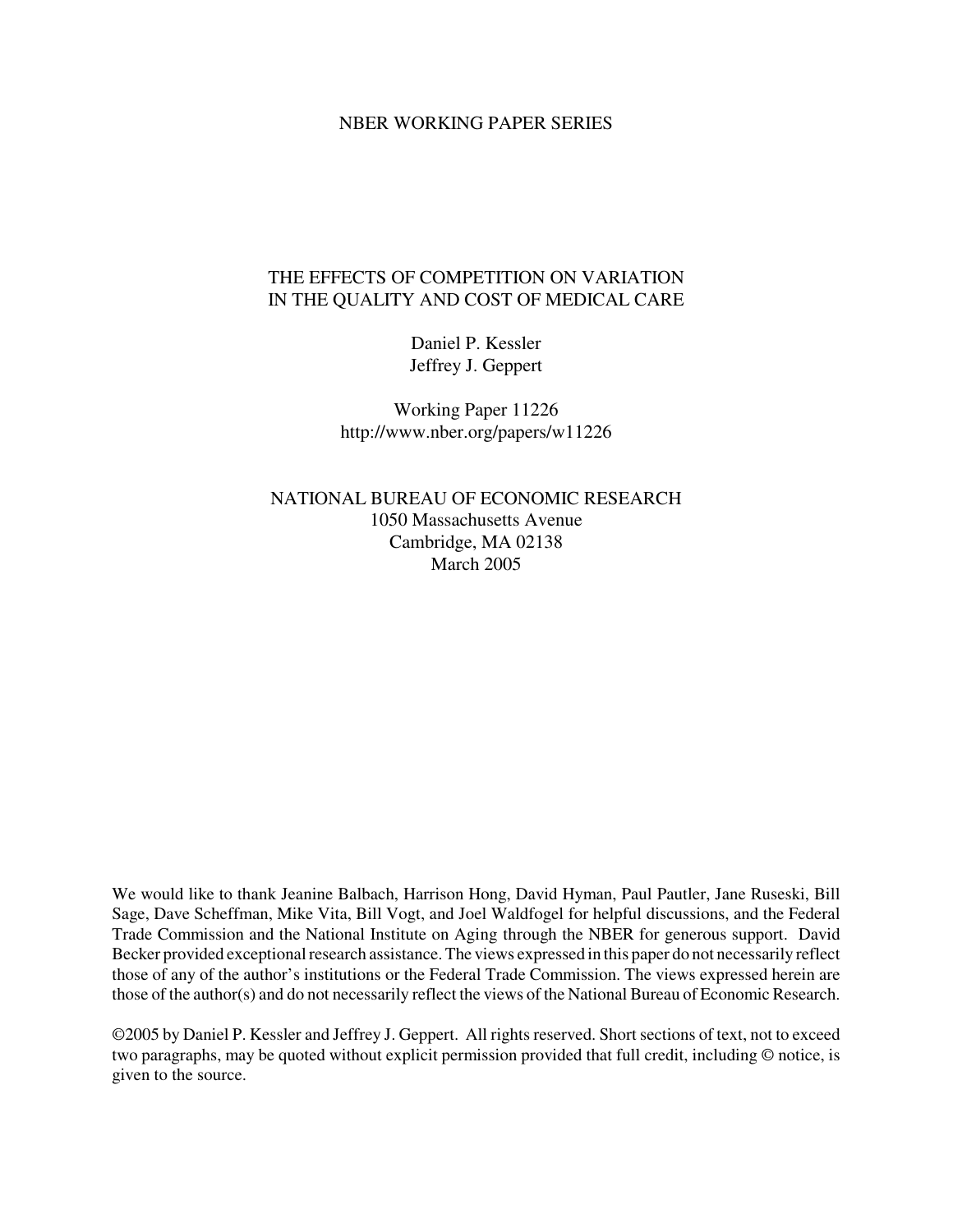NBER WORKING PAPER SERIES

# THE EFFECTS OF COMPETITION ON VARIATION IN THE QUALITY AND COST OF MEDICAL CARE

Daniel P. Kessler
Jeffrey J. Geppert

Working Paper 11226
http://www.nber.org/papers/w11226

NATIONAL BUREAU OF ECONOMIC RESEARCH
1050 Massachusetts Avenue
Cambridge, MA 02138
March 2005

We would like to thank Jeanine Balbach, Harrison Hong, David Hyman, Paul Pautler, Jane Ruseski, Bill Sage, Dave Scheffman, Mike Vita, Bill Vogt, and Joel Waldfogel for helpful discussions, and the Federal Trade Commission and the National Institute on Aging through the NBER for generous support. David Becker provided exceptional research assistance. The views expressed in this paper do not necessarily reflect those of any of the author's institutions or the Federal Trade Commission. The views expressed herein are those of the author(s) and do not necessarily reflect the views of the National Bureau of Economic Research.

©2005 by Daniel P. Kessler and Jeffrey J. Geppert. All rights reserved. Short sections of text, not to exceed two paragraphs, may be quoted without explicit permission provided that full credit, including © notice, is given to the source.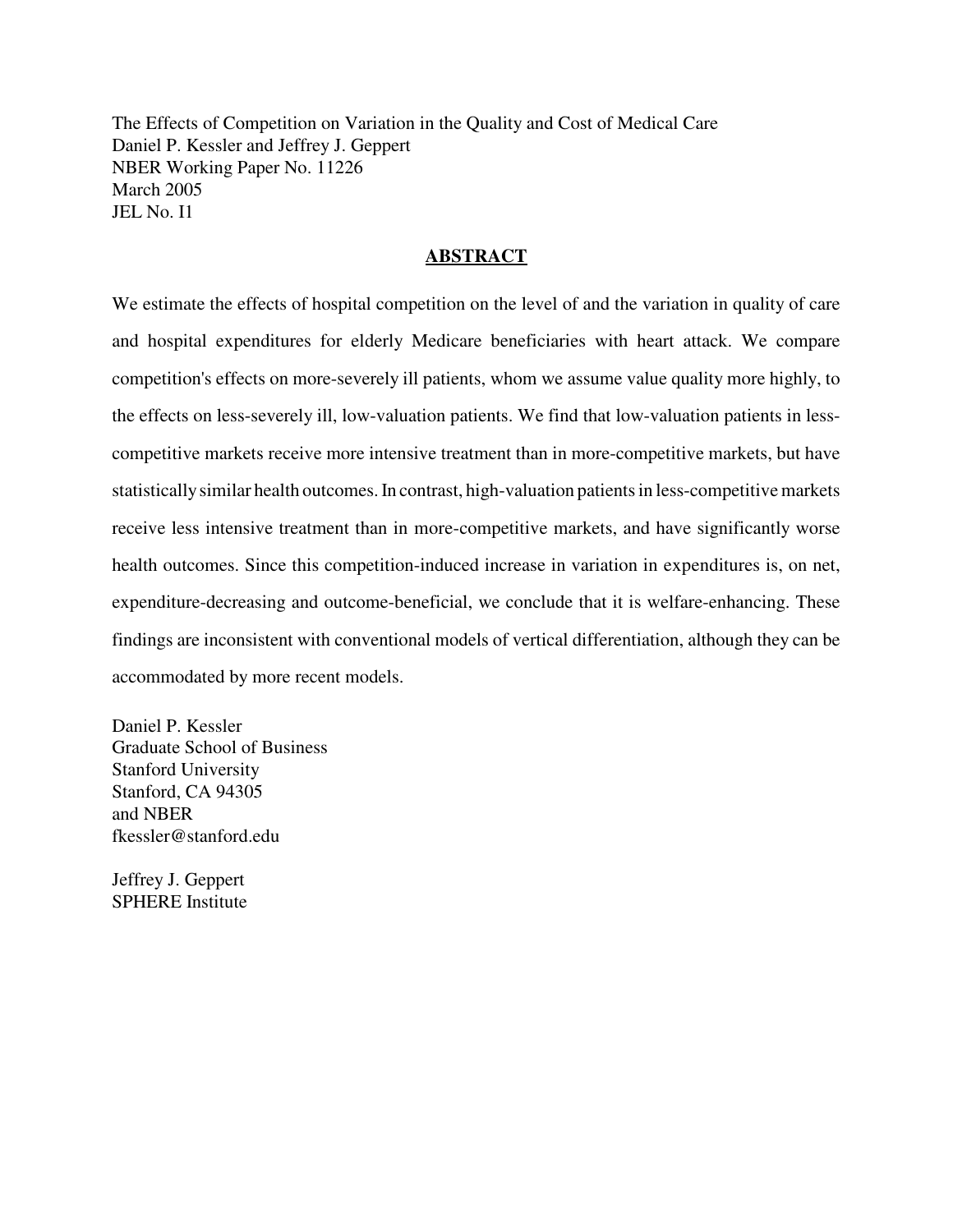The Effects of Competition on Variation in the Quality and Cost of Medical Care
Daniel P. Kessler and Jeffrey J. Geppert
NBER Working Paper No. 11226
March 2005
JEL No. I1

## ABSTRACT

We estimate the effects of hospital competition on the level of and the variation in quality of care and hospital expenditures for elderly Medicare beneficiaries with heart attack. We compare competition's effects on more-severely ill patients, whom we assume value quality more highly, to the effects on less-severely ill, low-valuation patients. We find that low-valuation patients in less-competitive markets receive more intensive treatment than in more-competitive markets, but have statistically similar health outcomes. In contrast, high-valuation patients in less-competitive markets receive less intensive treatment than in more-competitive markets, and have significantly worse health outcomes. Since this competition-induced increase in variation in expenditures is, on net, expenditure-decreasing and outcome-beneficial, we conclude that it is welfare-enhancing. These findings are inconsistent with conventional models of vertical differentiation, although they can be accommodated by more recent models.

Daniel P. Kessler
Graduate School of Business
Stanford University
Stanford, CA 94305
and NBER
fkessler@stanford.edu

Jeffrey J. Geppert
SPHERE Institute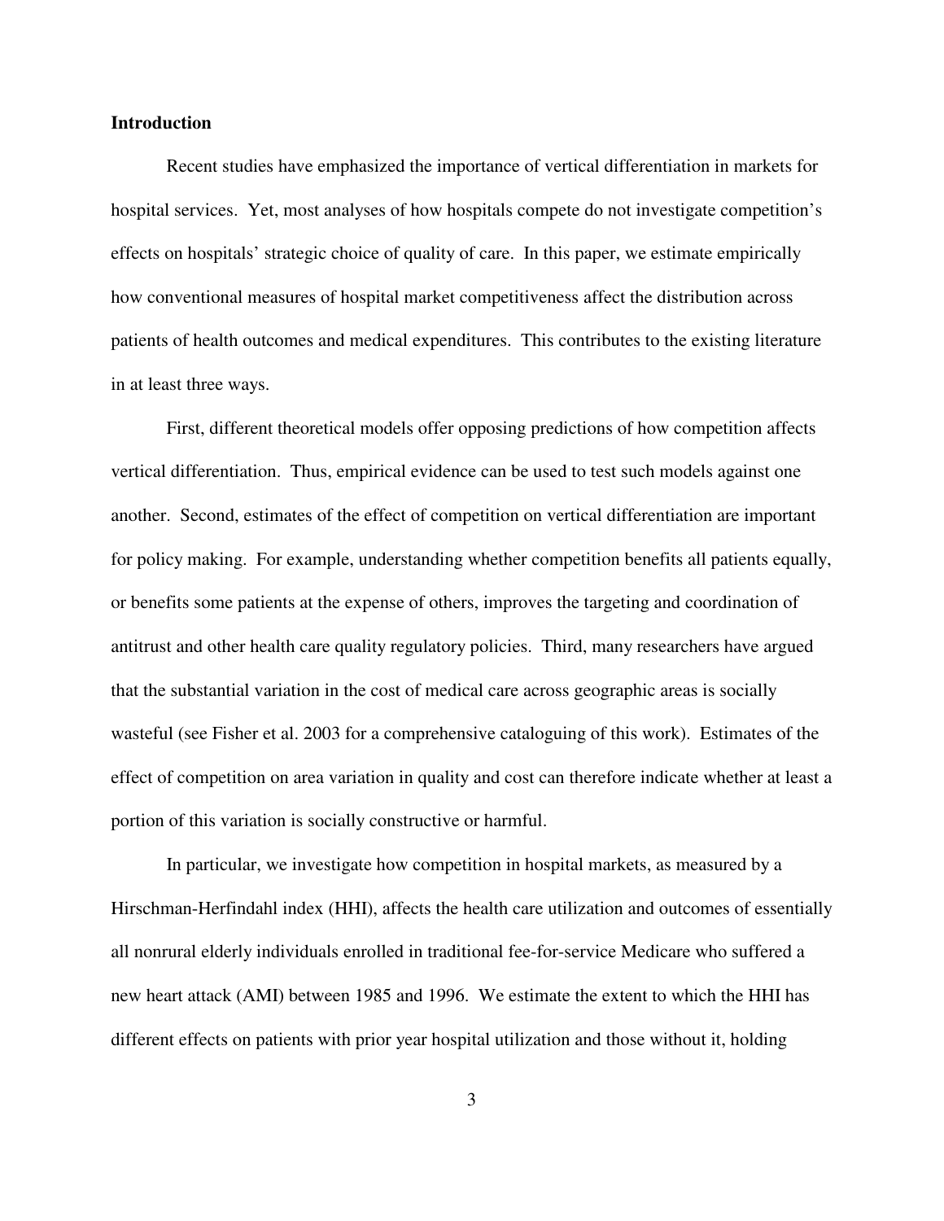**Introduction**

Recent studies have emphasized the importance of vertical differentiation in markets for hospital services. Yet, most analyses of how hospitals compete do not investigate competition's effects on hospitals' strategic choice of quality of care. In this paper, we estimate empirically how conventional measures of hospital market competitiveness affect the distribution across patients of health outcomes and medical expenditures. This contributes to the existing literature in at least three ways.

First, different theoretical models offer opposing predictions of how competition affects vertical differentiation. Thus, empirical evidence can be used to test such models against one another. Second, estimates of the effect of competition on vertical differentiation are important for policy making. For example, understanding whether competition benefits all patients equally, or benefits some patients at the expense of others, improves the targeting and coordination of antitrust and other health care quality regulatory policies. Third, many researchers have argued that the substantial variation in the cost of medical care across geographic areas is socially wasteful (see Fisher et al. 2003 for a comprehensive cataloguing of this work). Estimates of the effect of competition on area variation in quality and cost can therefore indicate whether at least a portion of this variation is socially constructive or harmful.

In particular, we investigate how competition in hospital markets, as measured by a Hirschman-Herfindahl index (HHI), affects the health care utilization and outcomes of essentially all nonrural elderly individuals enrolled in traditional fee-for-service Medicare who suffered a new heart attack (AMI) between 1985 and 1996. We estimate the extent to which the HHI has different effects on patients with prior year hospital utilization and those without it, holding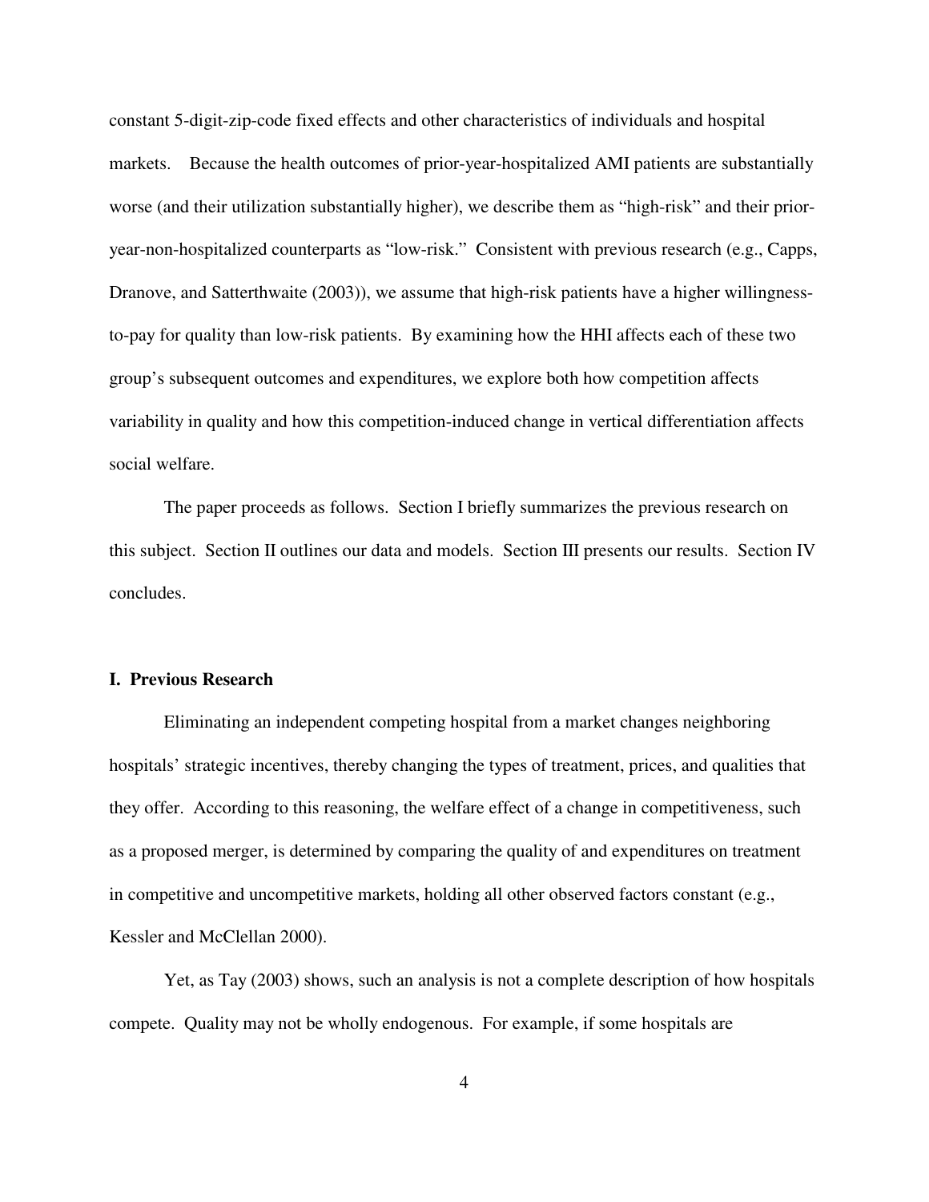constant 5-digit-zip-code fixed effects and other characteristics of individuals and hospital markets. Because the health outcomes of prior-year-hospitalized AMI patients are substantially worse (and their utilization substantially higher), we describe them as "high-risk" and their prior-year-non-hospitalized counterparts as "low-risk." Consistent with previous research (e.g., Capps, Dranove, and Satterthwaite (2003)), we assume that high-risk patients have a higher willingness-to-pay for quality than low-risk patients. By examining how the HHI affects each of these two group's subsequent outcomes and expenditures, we explore both how competition affects variability in quality and how this competition-induced change in vertical differentiation affects social welfare.

The paper proceeds as follows. Section I briefly summarizes the previous research on this subject. Section II outlines our data and models. Section III presents our results. Section IV concludes.

## I. Previous Research

Eliminating an independent competing hospital from a market changes neighboring hospitals' strategic incentives, thereby changing the types of treatment, prices, and qualities that they offer. According to this reasoning, the welfare effect of a change in competitiveness, such as a proposed merger, is determined by comparing the quality of and expenditures on treatment in competitive and uncompetitive markets, holding all other observed factors constant (e.g., Kessler and McClellan 2000).

Yet, as Tay (2003) shows, such an analysis is not a complete description of how hospitals compete. Quality may not be wholly endogenous. For example, if some hospitals are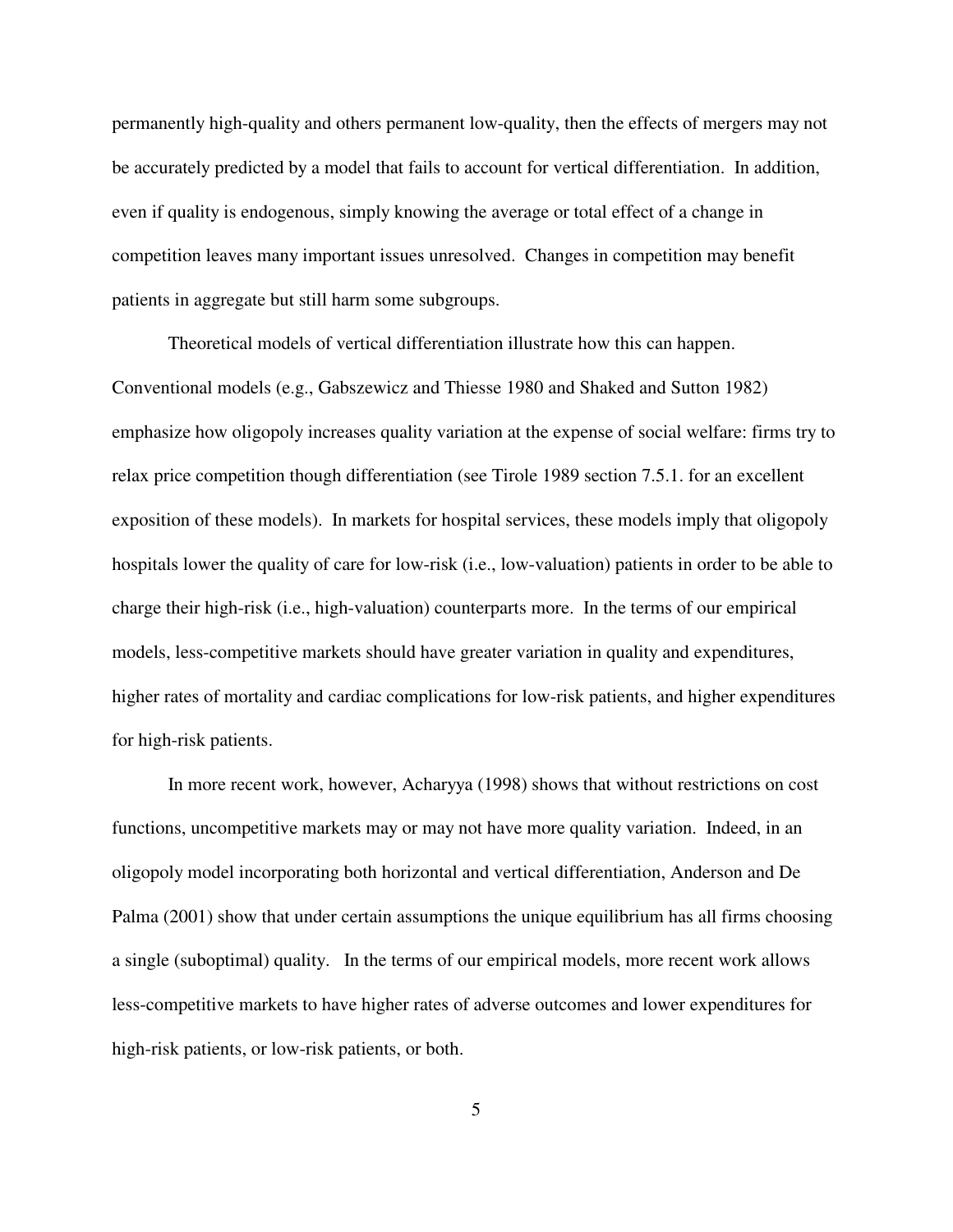permanently high-quality and others permanent low-quality, then the effects of mergers may not be accurately predicted by a model that fails to account for vertical differentiation. In addition, even if quality is endogenous, simply knowing the average or total effect of a change in competition leaves many important issues unresolved. Changes in competition may benefit patients in aggregate but still harm some subgroups.

Theoretical models of vertical differentiation illustrate how this can happen. Conventional models (e.g., Gabszewicz and Thiesse 1980 and Shaked and Sutton 1982) emphasize how oligopoly increases quality variation at the expense of social welfare: firms try to relax price competition though differentiation (see Tirole 1989 section 7.5.1. for an excellent exposition of these models). In markets for hospital services, these models imply that oligopoly hospitals lower the quality of care for low-risk (i.e., low-valuation) patients in order to be able to charge their high-risk (i.e., high-valuation) counterparts more. In the terms of our empirical models, less-competitive markets should have greater variation in quality and expenditures, higher rates of mortality and cardiac complications for low-risk patients, and higher expenditures for high-risk patients.

In more recent work, however, Acharyya (1998) shows that without restrictions on cost functions, uncompetitive markets may or may not have more quality variation. Indeed, in an oligopoly model incorporating both horizontal and vertical differentiation, Anderson and De Palma (2001) show that under certain assumptions the unique equilibrium has all firms choosing a single (suboptimal) quality. In the terms of our empirical models, more recent work allows less-competitive markets to have higher rates of adverse outcomes and lower expenditures for high-risk patients, or low-risk patients, or both.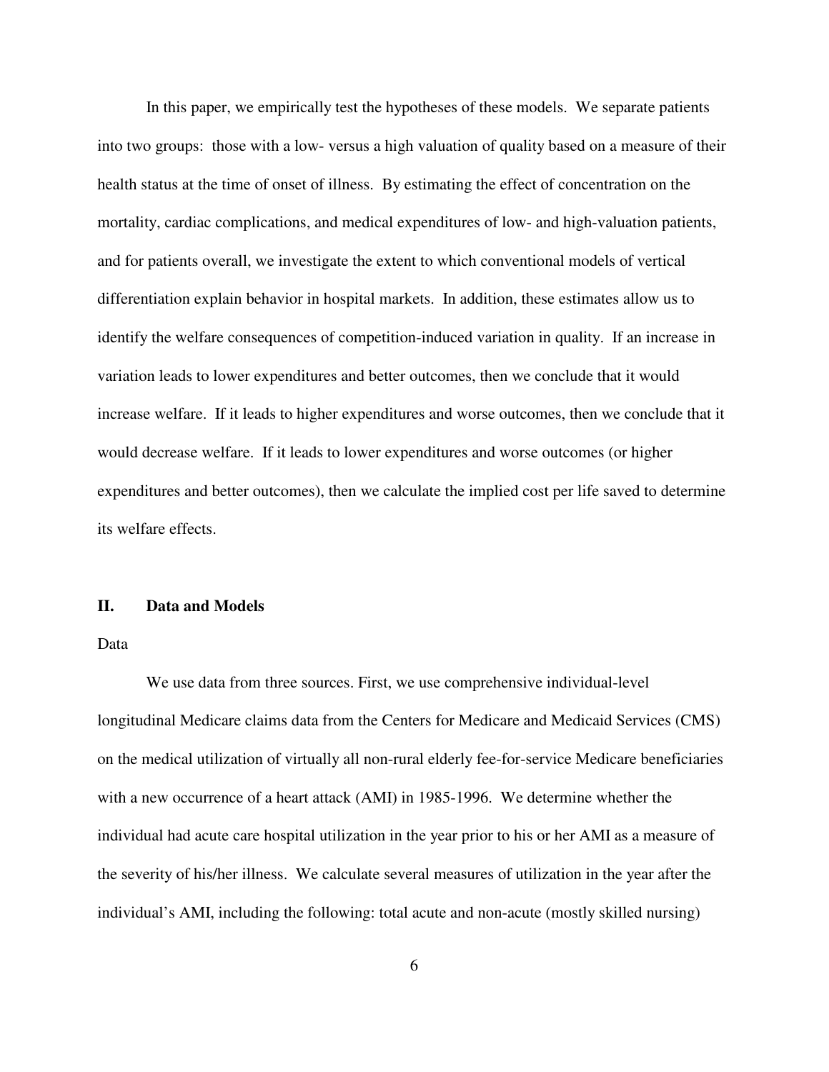In this paper, we empirically test the hypotheses of these models. We separate patients into two groups: those with a low- versus a high valuation of quality based on a measure of their health status at the time of onset of illness. By estimating the effect of concentration on the mortality, cardiac complications, and medical expenditures of low- and high-valuation patients, and for patients overall, we investigate the extent to which conventional models of vertical differentiation explain behavior in hospital markets. In addition, these estimates allow us to identify the welfare consequences of competition-induced variation in quality. If an increase in variation leads to lower expenditures and better outcomes, then we conclude that it would increase welfare. If it leads to higher expenditures and worse outcomes, then we conclude that it would decrease welfare. If it leads to lower expenditures and worse outcomes (or higher expenditures and better outcomes), then we calculate the implied cost per life saved to determine its welfare effects.

## II. Data and Models

### Data

We use data from three sources. First, we use comprehensive individual-level longitudinal Medicare claims data from the Centers for Medicare and Medicaid Services (CMS) on the medical utilization of virtually all non-rural elderly fee-for-service Medicare beneficiaries with a new occurrence of a heart attack (AMI) in 1985-1996. We determine whether the individual had acute care hospital utilization in the year prior to his or her AMI as a measure of the severity of his/her illness. We calculate several measures of utilization in the year after the individual's AMI, including the following: total acute and non-acute (mostly skilled nursing)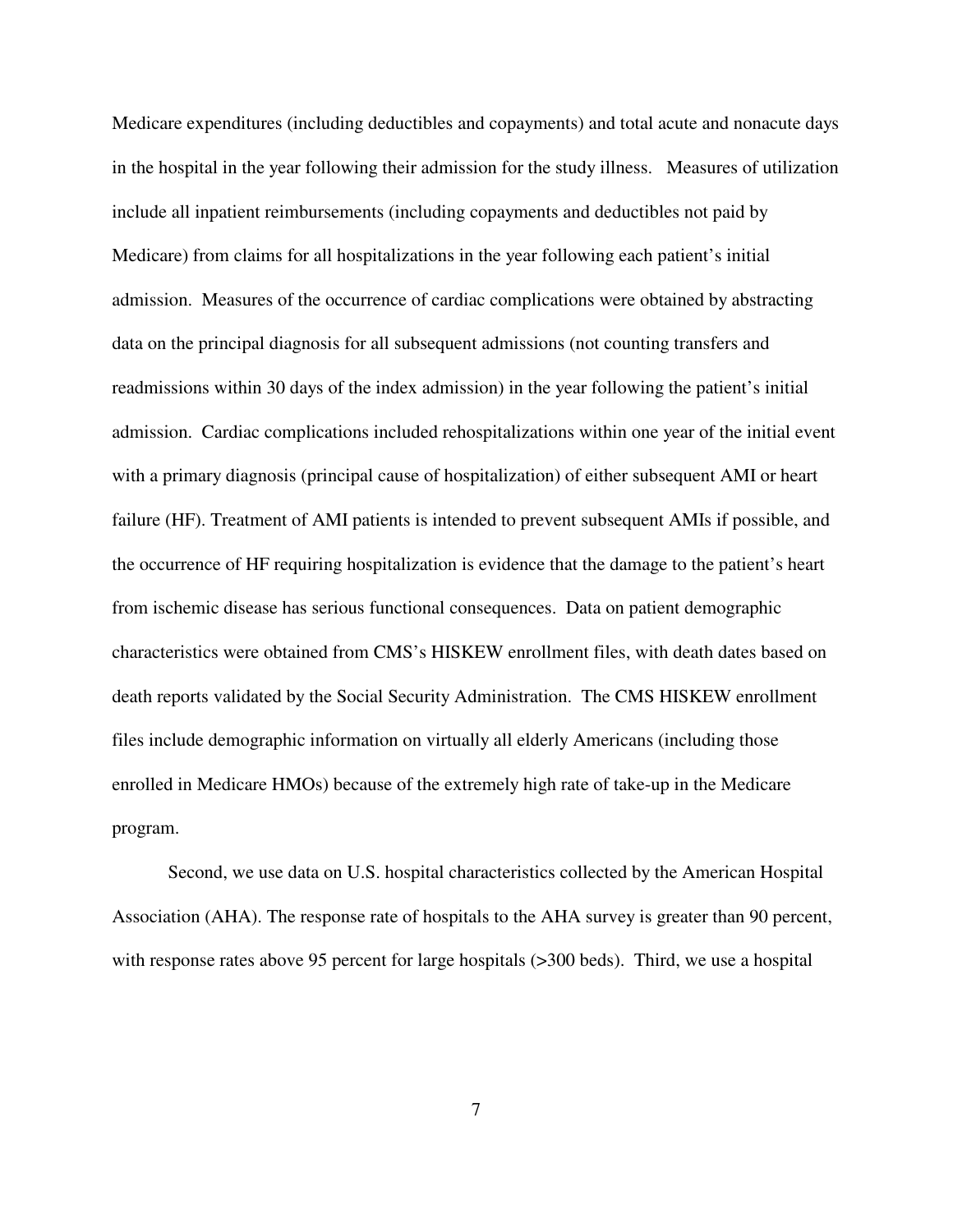Medicare expenditures (including deductibles and copayments) and total acute and nonacute days in the hospital in the year following their admission for the study illness. Measures of utilization include all inpatient reimbursements (including copayments and deductibles not paid by Medicare) from claims for all hospitalizations in the year following each patient's initial admission. Measures of the occurrence of cardiac complications were obtained by abstracting data on the principal diagnosis for all subsequent admissions (not counting transfers and readmissions within 30 days of the index admission) in the year following the patient's initial admission. Cardiac complications included rehospitalizations within one year of the initial event with a primary diagnosis (principal cause of hospitalization) of either subsequent AMI or heart failure (HF). Treatment of AMI patients is intended to prevent subsequent AMIs if possible, and the occurrence of HF requiring hospitalization is evidence that the damage to the patient's heart from ischemic disease has serious functional consequences. Data on patient demographic characteristics were obtained from CMS's HISKEW enrollment files, with death dates based on death reports validated by the Social Security Administration. The CMS HISKEW enrollment files include demographic information on virtually all elderly Americans (including those enrolled in Medicare HMOs) because of the extremely high rate of take-up in the Medicare program.

Second, we use data on U.S. hospital characteristics collected by the American Hospital Association (AHA). The response rate of hospitals to the AHA survey is greater than 90 percent, with response rates above 95 percent for large hospitals (>300 beds). Third, we use a hospital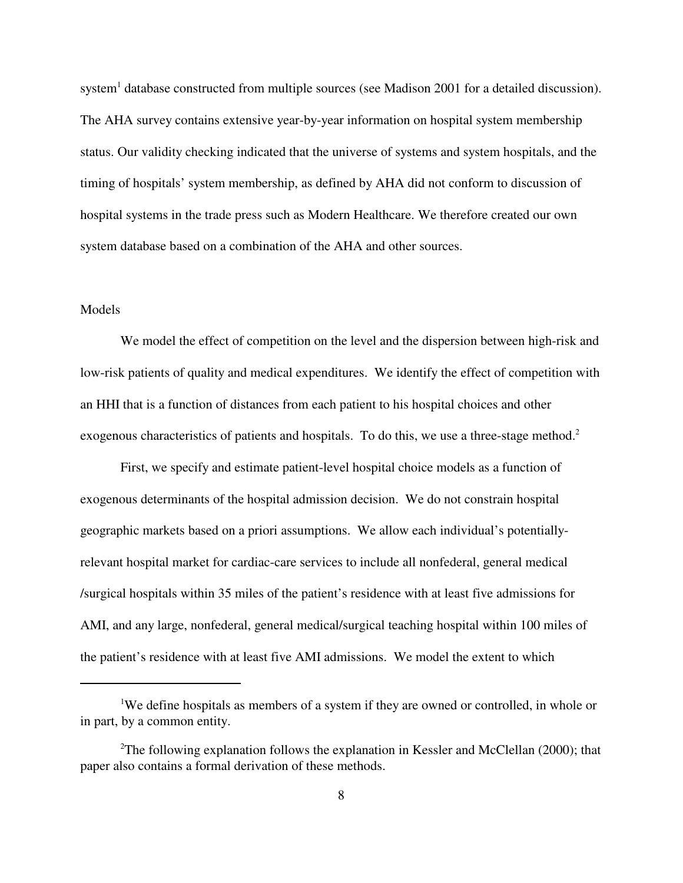system[1] database constructed from multiple sources (see Madison 2001 for a detailed discussion). The AHA survey contains extensive year-by-year information on hospital system membership status. Our validity checking indicated that the universe of systems and system hospitals, and the timing of hospitals' system membership, as defined by AHA did not conform to discussion of hospital systems in the trade press such as Modern Healthcare. We therefore created our own system database based on a combination of the AHA and other sources.

## Models

We model the effect of competition on the level and the dispersion between high-risk and low-risk patients of quality and medical expenditures. We identify the effect of competition with an HHI that is a function of distances from each patient to his hospital choices and other exogenous characteristics of patients and hospitals. To do this, we use a three-stage method.[2]

First, we specify and estimate patient-level hospital choice models as a function of exogenous determinants of the hospital admission decision. We do not constrain hospital geographic markets based on a priori assumptions. We allow each individual's potentially-relevant hospital market for cardiac-care services to include all nonfederal, general medical /surgical hospitals within 35 miles of the patient's residence with at least five admissions for AMI, and any large, nonfederal, general medical/surgical teaching hospital within 100 miles of the patient's residence with at least five AMI admissions. We model the extent to which

---

[1] We define hospitals as members of a system if they are owned or controlled, in whole or in part, by a common entity.

[2] The following explanation follows the explanation in Kessler and McClellan (2000); that paper also contains a formal derivation of these methods.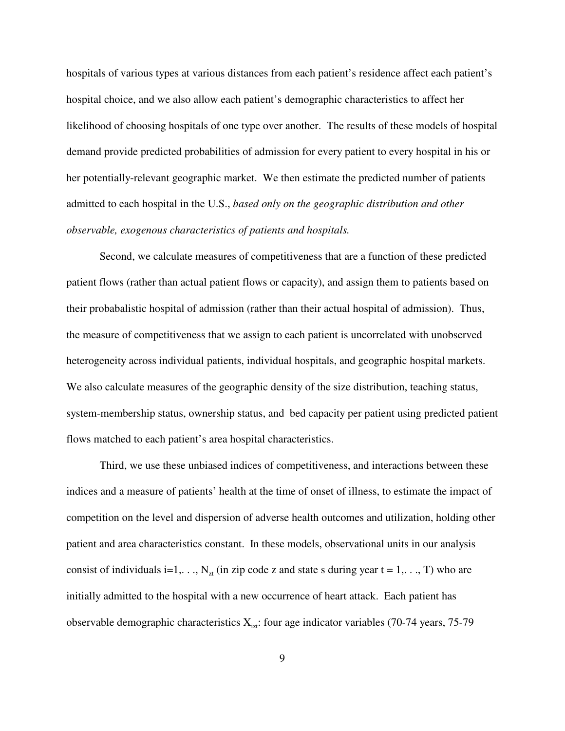hospitals of various types at various distances from each patient's residence affect each patient's hospital choice, and we also allow each patient's demographic characteristics to affect her likelihood of choosing hospitals of one type over another. The results of these models of hospital demand provide predicted probabilities of admission for every patient to every hospital in his or her potentially-relevant geographic market. We then estimate the predicted number of patients admitted to each hospital in the U.S., *based only on the geographic distribution and other observable, exogenous characteristics of patients and hospitals.*

Second, we calculate measures of competitiveness that are a function of these predicted patient flows (rather than actual patient flows or capacity), and assign them to patients based on their probabalistic hospital of admission (rather than their actual hospital of admission). Thus, the measure of competitiveness that we assign to each patient is uncorrelated with unobserved heterogeneity across individual patients, individual hospitals, and geographic hospital markets. We also calculate measures of the geographic density of the size distribution, teaching status, system-membership status, ownership status, and bed capacity per patient using predicted patient flows matched to each patient's area hospital characteristics.

Third, we use these unbiased indices of competitiveness, and interactions between these indices and a measure of patients' health at the time of onset of illness, to estimate the impact of competition on the level and dispersion of adverse health outcomes and utilization, holding other patient and area characteristics constant. In these models, observational units in our analysis consist of individuals $i=1,\ldots, N_{zt}$ (in zip code z and state s during year $t = 1,\ldots, T$) who are initially admitted to the hospital with a new occurrence of heart attack. Each patient has observable demographic characteristics $X_{izt}$: four age indicator variables (70-74 years, 75-79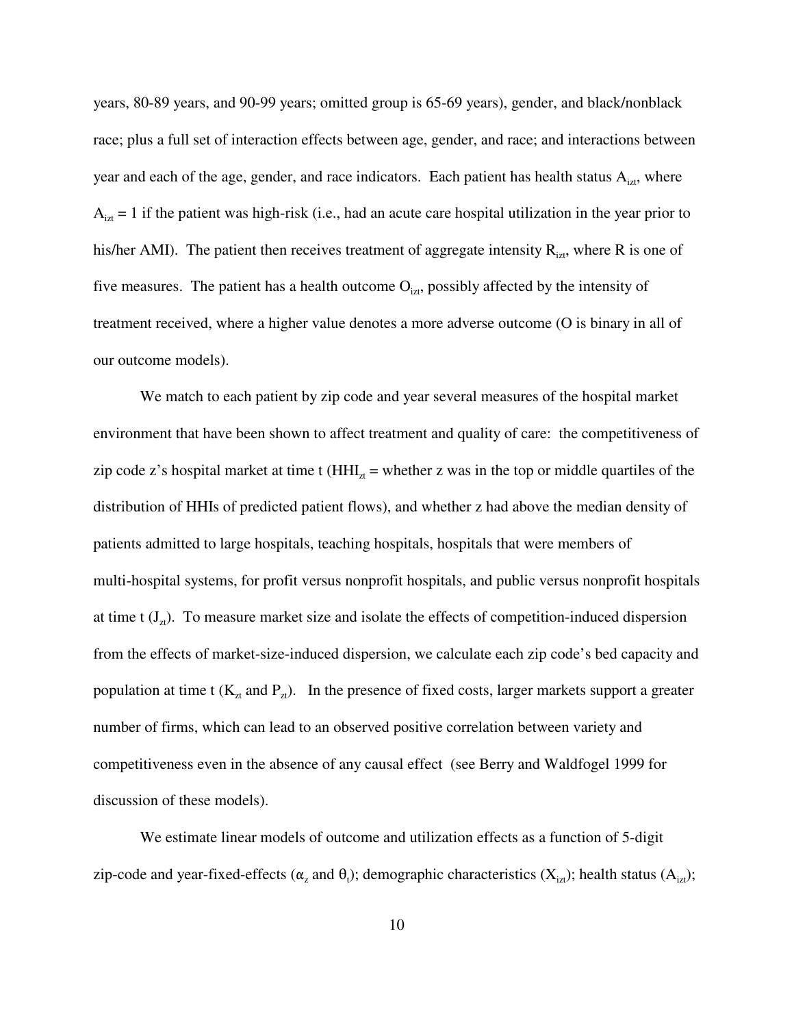years, 80-89 years, and 90-99 years; omitted group is 65-69 years), gender, and black/nonblack race; plus a full set of interaction effects between age, gender, and race; and interactions between year and each of the age, gender, and race indicators. Each patient has health status $A_{izt}$, where $A_{izt} = 1$ if the patient was high-risk (i.e., had an acute care hospital utilization in the year prior to his/her AMI). The patient then receives treatment of aggregate intensity $R_{izt}$, where R is one of five measures. The patient has a health outcome $O_{izt}$, possibly affected by the intensity of treatment received, where a higher value denotes a more adverse outcome (O is binary in all of our outcome models).

We match to each patient by zip code and year several measures of the hospital market environment that have been shown to affect treatment and quality of care: the competitiveness of zip code z's hospital market at time t ($HHI_{zt}$ = whether z was in the top or middle quartiles of the distribution of HHIs of predicted patient flows), and whether z had above the median density of patients admitted to large hospitals, teaching hospitals, hospitals that were members of multi-hospital systems, for profit versus nonprofit hospitals, and public versus nonprofit hospitals at time t ($J_{zt}$). To measure market size and isolate the effects of competition-induced dispersion from the effects of market-size-induced dispersion, we calculate each zip code's bed capacity and population at time t ($K_{zt}$ and $P_{zt}$). In the presence of fixed costs, larger markets support a greater number of firms, which can lead to an observed positive correlation between variety and competitiveness even in the absence of any causal effect (see Berry and Waldfogel 1999 for discussion of these models).

We estimate linear models of outcome and utilization effects as a function of 5-digit zip-code and year-fixed-effects ($\alpha_z$ and $\theta_t$); demographic characteristics ($X_{izt}$); health status ($A_{izt}$);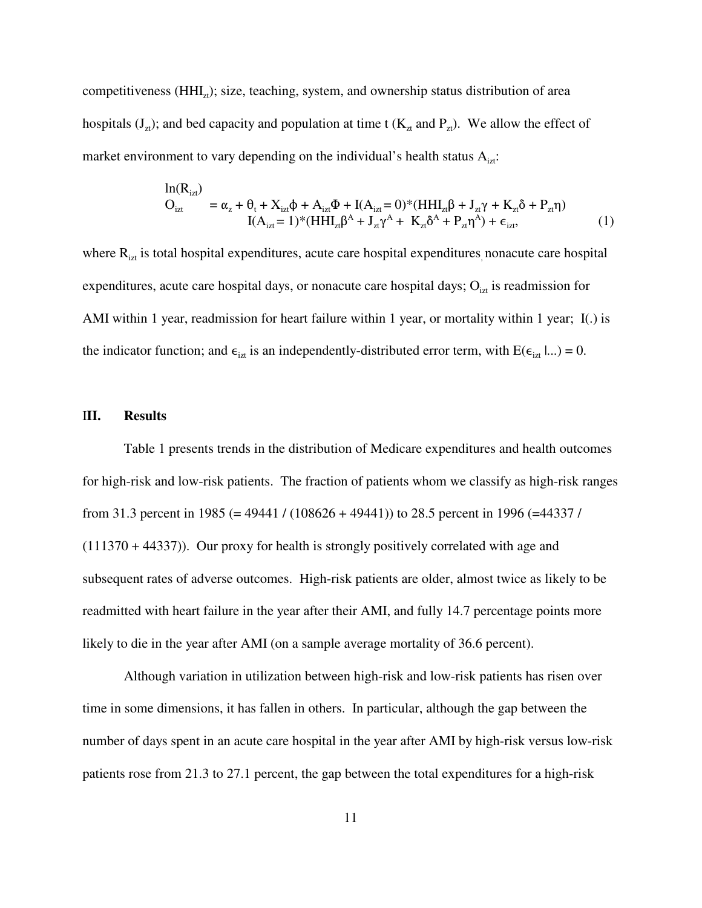competitiveness ($HHI_{zt}$); size, teaching, system, and ownership status distribution of area hospitals ($J_{zt}$); and bed capacity and population at time t ($K_{zt}$ and $P_{zt}$). We allow the effect of market environment to vary depending on the individual's health status $A_{izt}$:

$$
\begin{aligned}
\ln(R_{izt}) \\
O_{izt} \quad &= \alpha_z + \theta_t + X_{izt}\phi + A_{izt}\Phi + I(A_{izt} = 0)*(HHI_{zt}\beta + J_{zt}\gamma + K_{zt}\delta + P_{zt}\eta) \\
&\quad I(A_{izt} = 1)*(HHI_{zt}\beta^A + J_{zt}\gamma^A + K_{zt}\delta^A + P_{zt}\eta^A) + \epsilon_{izt}, \qquad (1)
\end{aligned}
$$

where $R_{izt}$ is total hospital expenditures, acute care hospital expenditures, nonacute care hospital expenditures, acute care hospital days, or nonacute care hospital days; $O_{izt}$ is readmission for AMI within 1 year, readmission for heart failure within 1 year, or mortality within 1 year; I(.) is the indicator function; and $\epsilon_{izt}$ is an independently-distributed error term, with $E(\epsilon_{izt} |...) = 0$.

## III. Results

Table 1 presents trends in the distribution of Medicare expenditures and health outcomes for high-risk and low-risk patients. The fraction of patients whom we classify as high-risk ranges from 31.3 percent in 1985 (= 49441 / (108626 + 49441)) to 28.5 percent in 1996 (=44337 / (111370 + 44337)). Our proxy for health is strongly positively correlated with age and subsequent rates of adverse outcomes. High-risk patients are older, almost twice as likely to be readmitted with heart failure in the year after their AMI, and fully 14.7 percentage points more likely to die in the year after AMI (on a sample average mortality of 36.6 percent).

Although variation in utilization between high-risk and low-risk patients has risen over time in some dimensions, it has fallen in others. In particular, although the gap between the number of days spent in an acute care hospital in the year after AMI by high-risk versus low-risk patients rose from 21.3 to 27.1 percent, the gap between the total expenditures for a high-risk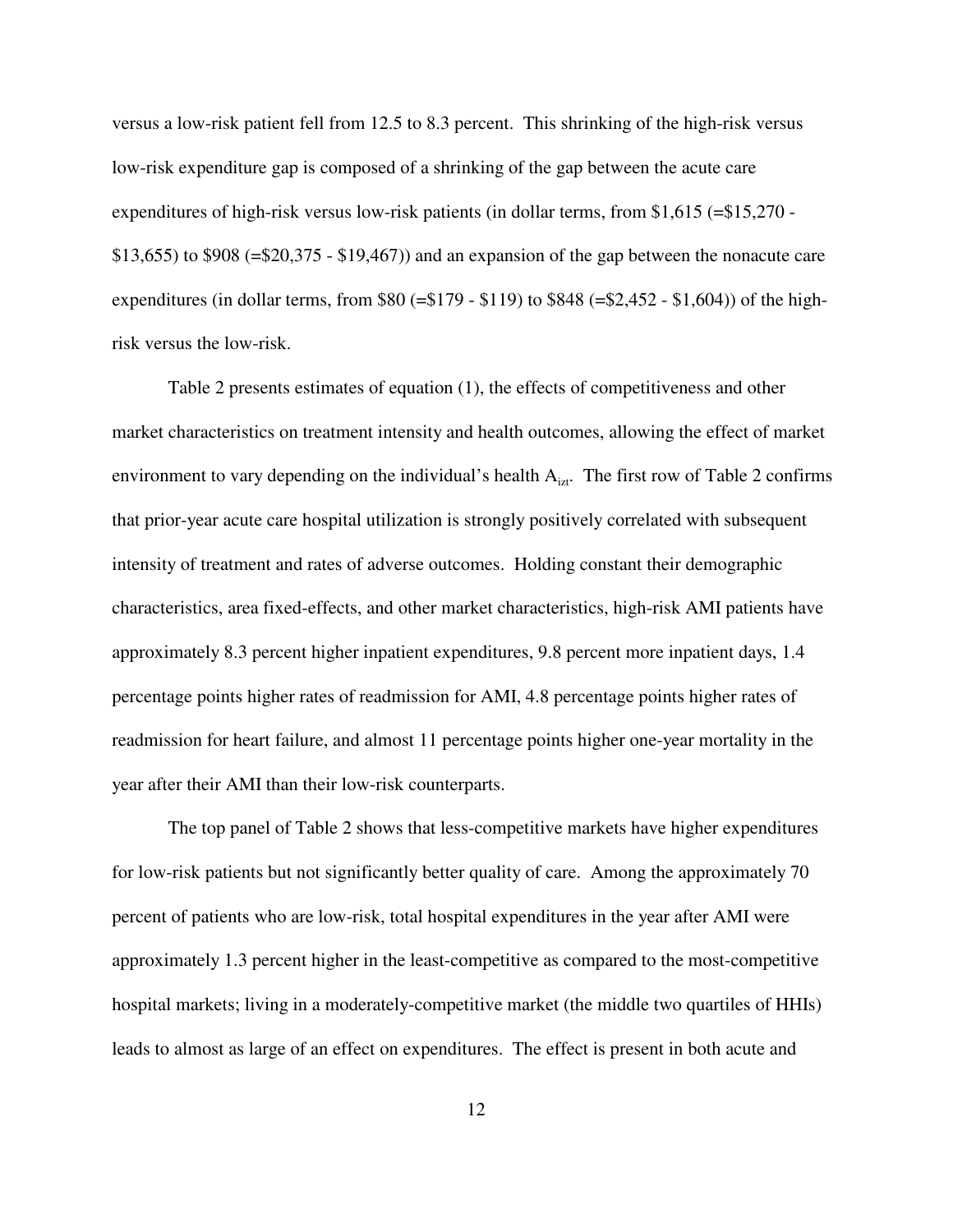versus a low-risk patient fell from 12.5 to 8.3 percent. This shrinking of the high-risk versus low-risk expenditure gap is composed of a shrinking of the gap between the acute care expenditures of high-risk versus low-risk patients (in dollar terms, from $1,615 (=$15,270 - $13,655) to $908 (=$20,375 - $19,467)) and an expansion of the gap between the nonacute care expenditures (in dollar terms, from $80 (=$179 - $119) to $848 (=$2,452 - $1,604)) of the high-risk versus the low-risk.

Table 2 presents estimates of equation (1), the effects of competitiveness and other market characteristics on treatment intensity and health outcomes, allowing the effect of market environment to vary depending on the individual's health $A_{izt}$. The first row of Table 2 confirms that prior-year acute care hospital utilization is strongly positively correlated with subsequent intensity of treatment and rates of adverse outcomes. Holding constant their demographic characteristics, area fixed-effects, and other market characteristics, high-risk AMI patients have approximately 8.3 percent higher inpatient expenditures, 9.8 percent more inpatient days, 1.4 percentage points higher rates of readmission for AMI, 4.8 percentage points higher rates of readmission for heart failure, and almost 11 percentage points higher one-year mortality in the year after their AMI than their low-risk counterparts.

The top panel of Table 2 shows that less-competitive markets have higher expenditures for low-risk patients but not significantly better quality of care. Among the approximately 70 percent of patients who are low-risk, total hospital expenditures in the year after AMI were approximately 1.3 percent higher in the least-competitive as compared to the most-competitive hospital markets; living in a moderately-competitive market (the middle two quartiles of HHIs) leads to almost as large of an effect on expenditures. The effect is present in both acute and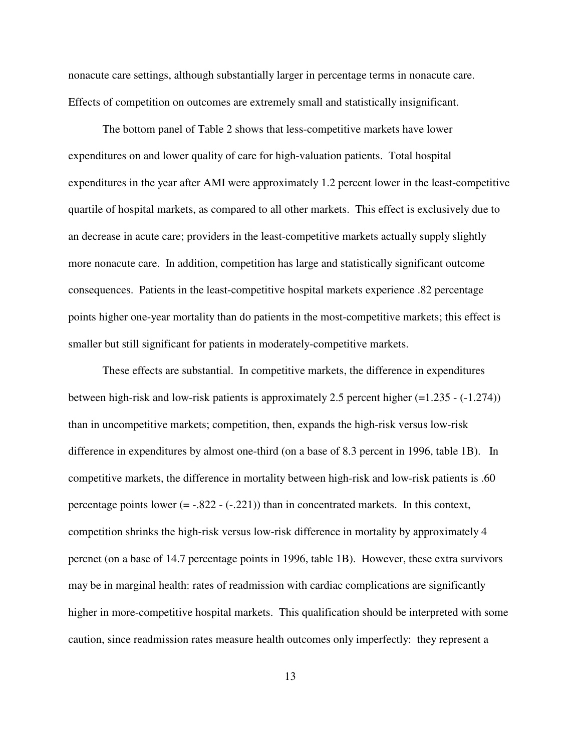nonacute care settings, although substantially larger in percentage terms in nonacute care. Effects of competition on outcomes are extremely small and statistically insignificant.

The bottom panel of Table 2 shows that less-competitive markets have lower expenditures on and lower quality of care for high-valuation patients. Total hospital expenditures in the year after AMI were approximately 1.2 percent lower in the least-competitive quartile of hospital markets, as compared to all other markets. This effect is exclusively due to an decrease in acute care; providers in the least-competitive markets actually supply slightly more nonacute care. In addition, competition has large and statistically significant outcome consequences. Patients in the least-competitive hospital markets experience .82 percentage points higher one-year mortality than do patients in the most-competitive markets; this effect is smaller but still significant for patients in moderately-competitive markets.

These effects are substantial. In competitive markets, the difference in expenditures between high-risk and low-risk patients is approximately 2.5 percent higher (=1.235 - (-1.274)) than in uncompetitive markets; competition, then, expands the high-risk versus low-risk difference in expenditures by almost one-third (on a base of 8.3 percent in 1996, table 1B). In competitive markets, the difference in mortality between high-risk and low-risk patients is .60 percentage points lower (= -.822 - (-.221)) than in concentrated markets. In this context, competition shrinks the high-risk versus low-risk difference in mortality by approximately 4 percnet (on a base of 14.7 percentage points in 1996, table 1B). However, these extra survivors may be in marginal health: rates of readmission with cardiac complications are significantly higher in more-competitive hospital markets. This qualification should be interpreted with some caution, since readmission rates measure health outcomes only imperfectly: they represent a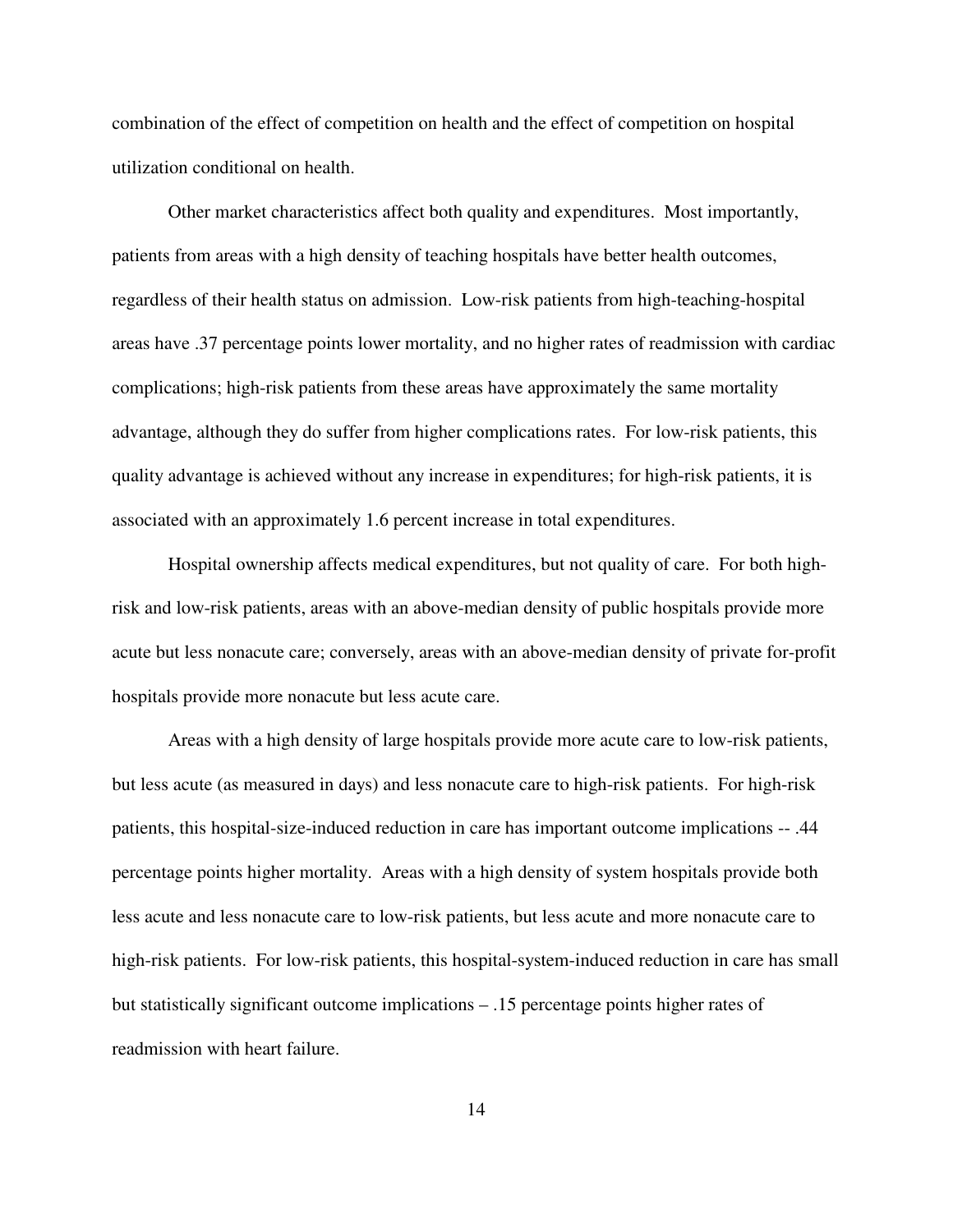combination of the effect of competition on health and the effect of competition on hospital utilization conditional on health.

Other market characteristics affect both quality and expenditures. Most importantly, patients from areas with a high density of teaching hospitals have better health outcomes, regardless of their health status on admission. Low-risk patients from high-teaching-hospital areas have .37 percentage points lower mortality, and no higher rates of readmission with cardiac complications; high-risk patients from these areas have approximately the same mortality advantage, although they do suffer from higher complications rates. For low-risk patients, this quality advantage is achieved without any increase in expenditures; for high-risk patients, it is associated with an approximately 1.6 percent increase in total expenditures.

Hospital ownership affects medical expenditures, but not quality of care. For both high-risk and low-risk patients, areas with an above-median density of public hospitals provide more acute but less nonacute care; conversely, areas with an above-median density of private for-profit hospitals provide more nonacute but less acute care.

Areas with a high density of large hospitals provide more acute care to low-risk patients, but less acute (as measured in days) and less nonacute care to high-risk patients. For high-risk patients, this hospital-size-induced reduction in care has important outcome implications -- .44 percentage points higher mortality. Areas with a high density of system hospitals provide both less acute and less nonacute care to low-risk patients, but less acute and more nonacute care to high-risk patients. For low-risk patients, this hospital-system-induced reduction in care has small but statistically significant outcome implications – .15 percentage points higher rates of readmission with heart failure.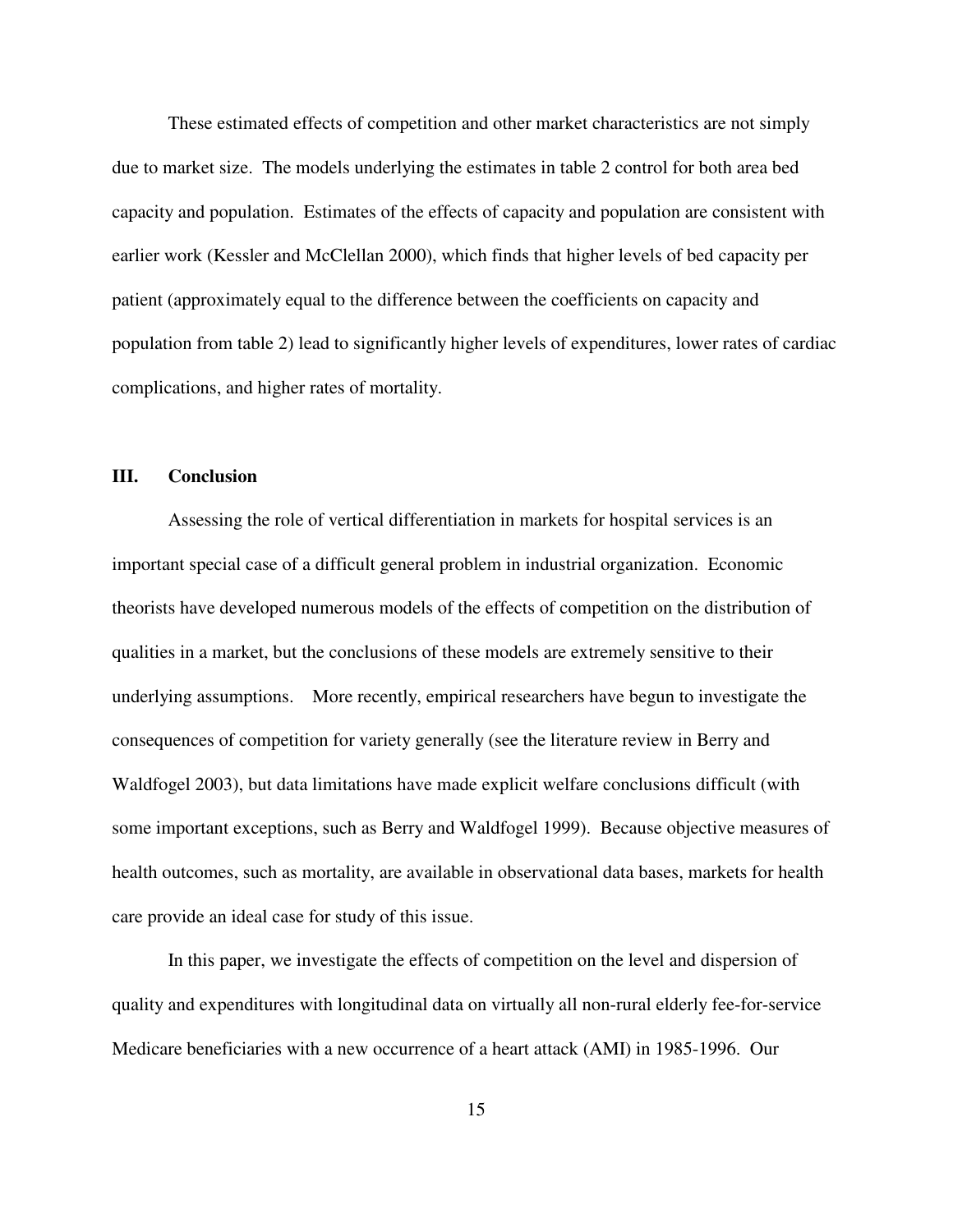These estimated effects of competition and other market characteristics are not simply due to market size. The models underlying the estimates in table 2 control for both area bed capacity and population. Estimates of the effects of capacity and population are consistent with earlier work (Kessler and McClellan 2000), which finds that higher levels of bed capacity per patient (approximately equal to the difference between the coefficients on capacity and population from table 2) lead to significantly higher levels of expenditures, lower rates of cardiac complications, and higher rates of mortality.

## III. Conclusion

Assessing the role of vertical differentiation in markets for hospital services is an important special case of a difficult general problem in industrial organization. Economic theorists have developed numerous models of the effects of competition on the distribution of qualities in a market, but the conclusions of these models are extremely sensitive to their underlying assumptions. More recently, empirical researchers have begun to investigate the consequences of competition for variety generally (see the literature review in Berry and Waldfogel 2003), but data limitations have made explicit welfare conclusions difficult (with some important exceptions, such as Berry and Waldfogel 1999). Because objective measures of health outcomes, such as mortality, are available in observational data bases, markets for health care provide an ideal case for study of this issue.

In this paper, we investigate the effects of competition on the level and dispersion of quality and expenditures with longitudinal data on virtually all non-rural elderly fee-for-service Medicare beneficiaries with a new occurrence of a heart attack (AMI) in 1985-1996. Our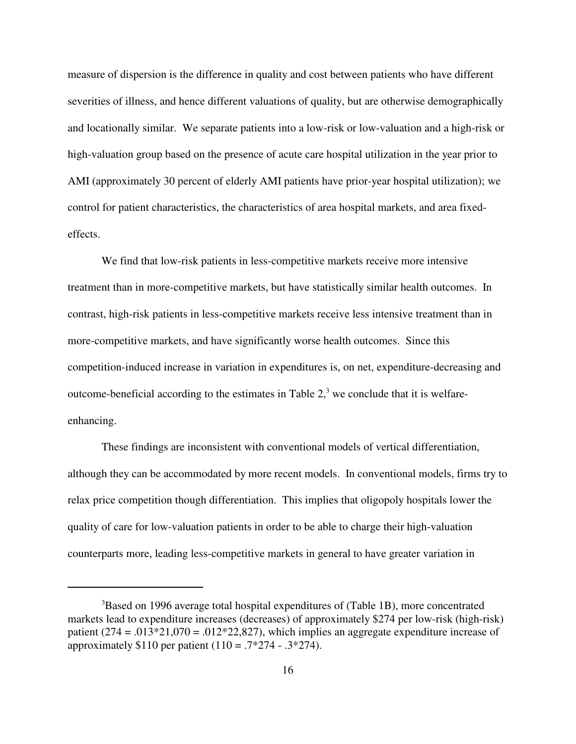measure of dispersion is the difference in quality and cost between patients who have different severities of illness, and hence different valuations of quality, but are otherwise demographically and locationally similar. We separate patients into a low-risk or low-valuation and a high-risk or high-valuation group based on the presence of acute care hospital utilization in the year prior to AMI (approximately 30 percent of elderly AMI patients have prior-year hospital utilization); we control for patient characteristics, the characteristics of area hospital markets, and area fixed-effects.

We find that low-risk patients in less-competitive markets receive more intensive treatment than in more-competitive markets, but have statistically similar health outcomes. In contrast, high-risk patients in less-competitive markets receive less intensive treatment than in more-competitive markets, and have significantly worse health outcomes. Since this competition-induced increase in variation in expenditures is, on net, expenditure-decreasing and outcome-beneficial according to the estimates in Table 2,[3] we conclude that it is welfare-enhancing.

These findings are inconsistent with conventional models of vertical differentiation, although they can be accommodated by more recent models. In conventional models, firms try to relax price competition though differentiation. This implies that oligopoly hospitals lower the quality of care for low-valuation patients in order to be able to charge their high-valuation counterparts more, leading less-competitive markets in general to have greater variation in

---

[3]Based on 1996 average total hospital expenditures of (Table 1B), more concentrated markets lead to expenditure increases (decreases) of approximately $274 per low-risk (high-risk) patient (274 = .013*21,070 = .012*22,827), which implies an aggregate expenditure increase of approximately $110 per patient (110 = .7*274 - .3*274).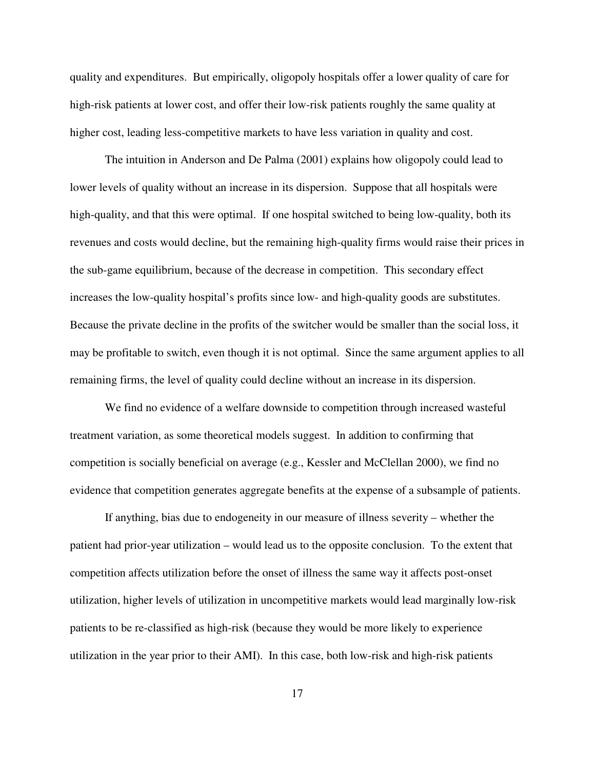quality and expenditures. But empirically, oligopoly hospitals offer a lower quality of care for high-risk patients at lower cost, and offer their low-risk patients roughly the same quality at higher cost, leading less-competitive markets to have less variation in quality and cost.

The intuition in Anderson and De Palma (2001) explains how oligopoly could lead to lower levels of quality without an increase in its dispersion. Suppose that all hospitals were high-quality, and that this were optimal. If one hospital switched to being low-quality, both its revenues and costs would decline, but the remaining high-quality firms would raise their prices in the sub-game equilibrium, because of the decrease in competition. This secondary effect increases the low-quality hospital's profits since low- and high-quality goods are substitutes. Because the private decline in the profits of the switcher would be smaller than the social loss, it may be profitable to switch, even though it is not optimal. Since the same argument applies to all remaining firms, the level of quality could decline without an increase in its dispersion.

We find no evidence of a welfare downside to competition through increased wasteful treatment variation, as some theoretical models suggest. In addition to confirming that competition is socially beneficial on average (e.g., Kessler and McClellan 2000), we find no evidence that competition generates aggregate benefits at the expense of a subsample of patients.

If anything, bias due to endogeneity in our measure of illness severity – whether the patient had prior-year utilization – would lead us to the opposite conclusion. To the extent that competition affects utilization before the onset of illness the same way it affects post-onset utilization, higher levels of utilization in uncompetitive markets would lead marginally low-risk patients to be re-classified as high-risk (because they would be more likely to experience utilization in the year prior to their AMI). In this case, both low-risk and high-risk patients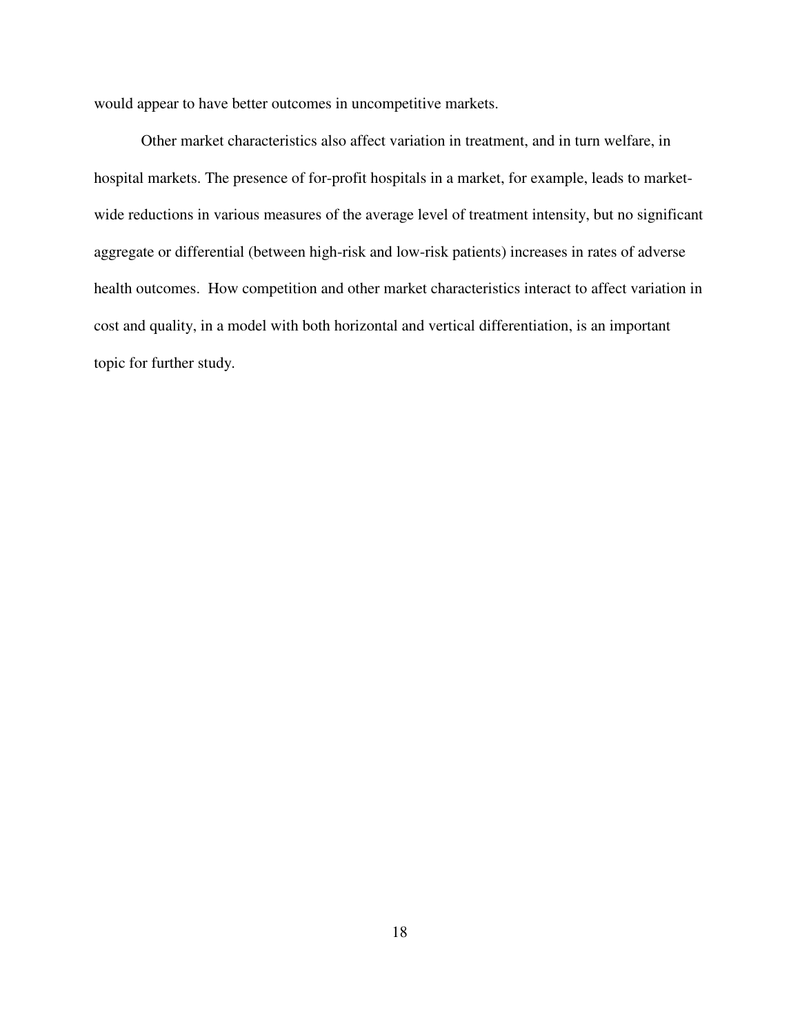would appear to have better outcomes in uncompetitive markets.

Other market characteristics also affect variation in treatment, and in turn welfare, in hospital markets. The presence of for-profit hospitals in a market, for example, leads to market-wide reductions in various measures of the average level of treatment intensity, but no significant aggregate or differential (between high-risk and low-risk patients) increases in rates of adverse health outcomes. How competition and other market characteristics interact to affect variation in cost and quality, in a model with both horizontal and vertical differentiation, is an important topic for further study.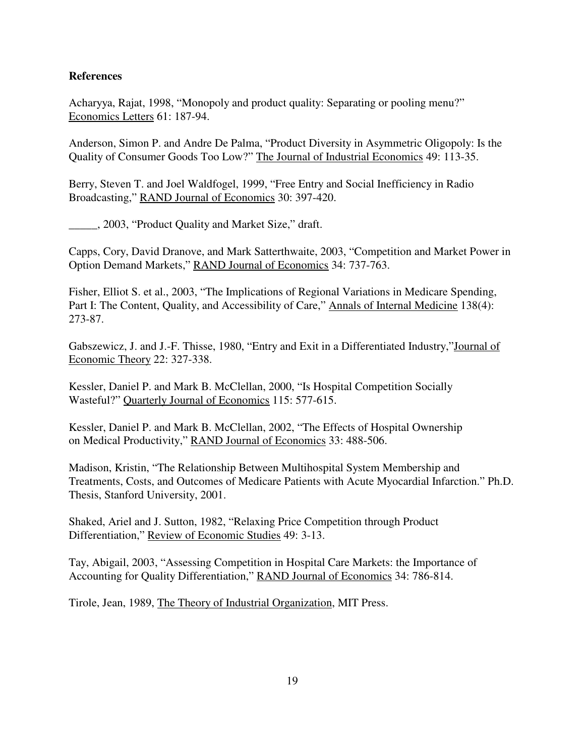**References**

Acharyya, Rajat, 1998, "Monopoly and product quality: Separating or pooling menu?" Economics Letters 61: 187-94.

Anderson, Simon P. and Andre De Palma, "Product Diversity in Asymmetric Oligopoly: Is the Quality of Consumer Goods Too Low?" The Journal of Industrial Economics 49: 113-35.

Berry, Steven T. and Joel Waldfogel, 1999, "Free Entry and Social Inefficiency in Radio Broadcasting," RAND Journal of Economics 30: 397-420.

_____, 2003, "Product Quality and Market Size," draft.

Capps, Cory, David Dranove, and Mark Satterthwaite, 2003, "Competition and Market Power in Option Demand Markets," RAND Journal of Economics 34: 737-763.

Fisher, Elliot S. et al., 2003, "The Implications of Regional Variations in Medicare Spending, Part I: The Content, Quality, and Accessibility of Care," Annals of Internal Medicine 138(4): 273-87.

Gabszewicz, J. and J.-F. Thisse, 1980, "Entry and Exit in a Differentiated Industry," Journal of Economic Theory 22: 327-338.

Kessler, Daniel P. and Mark B. McClellan, 2000, "Is Hospital Competition Socially Wasteful?" Quarterly Journal of Economics 115: 577-615.

Kessler, Daniel P. and Mark B. McClellan, 2002, "The Effects of Hospital Ownership on Medical Productivity," RAND Journal of Economics 33: 488-506.

Madison, Kristin, "The Relationship Between Multihospital System Membership and Treatments, Costs, and Outcomes of Medicare Patients with Acute Myocardial Infarction." Ph.D. Thesis, Stanford University, 2001.

Shaked, Ariel and J. Sutton, 1982, "Relaxing Price Competition through Product Differentiation," Review of Economic Studies 49: 3-13.

Tay, Abigail, 2003, "Assessing Competition in Hospital Care Markets: the Importance of Accounting for Quality Differentiation," RAND Journal of Economics 34: 786-814.

Tirole, Jean, 1989, The Theory of Industrial Organization, MIT Press.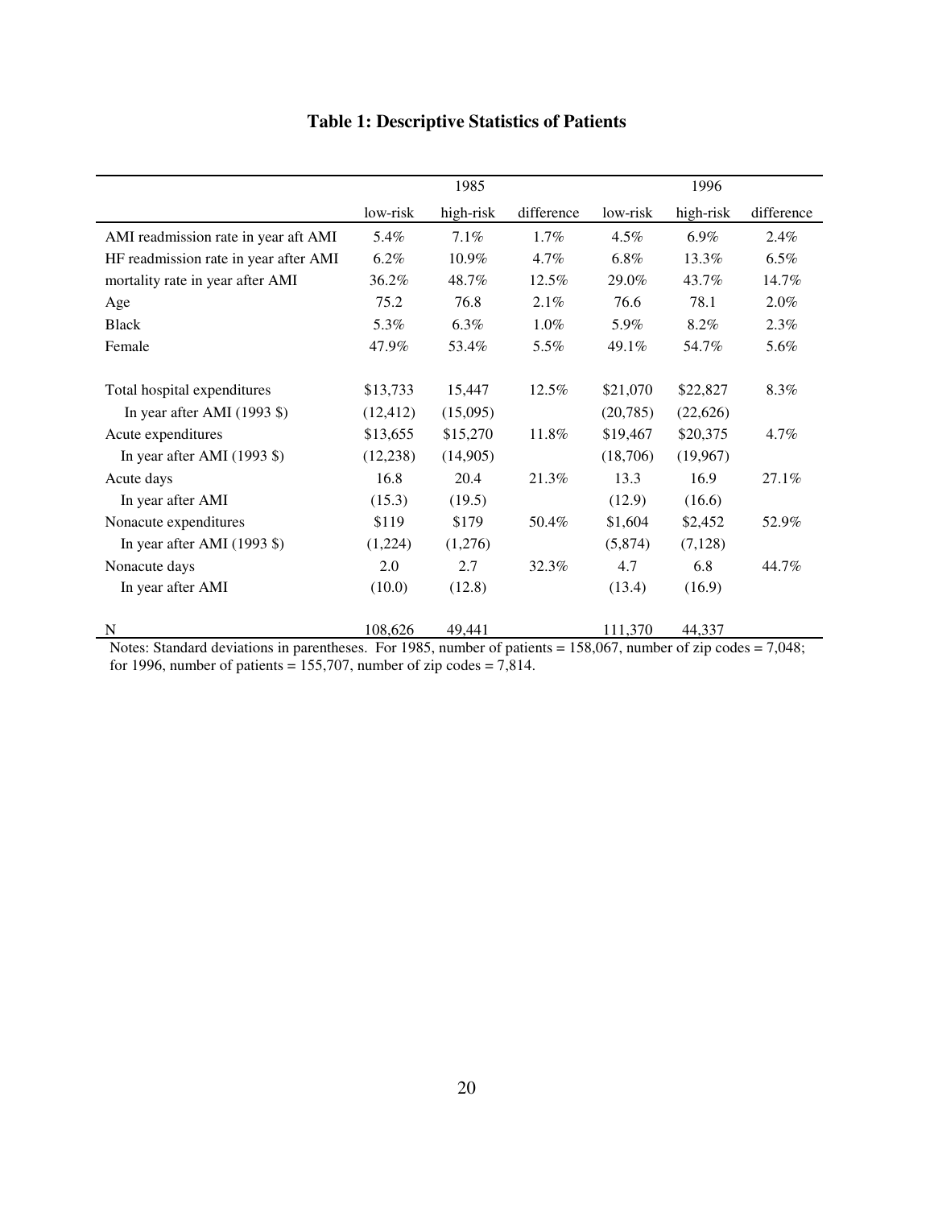# Table 1: Descriptive Statistics of Patients

| | 1985 | | | 1996 | | |
|---|---|---|---|---|---|---|
| | low-risk | high-risk | difference | low-risk | high-risk | difference |
| AMI readmission rate in year aft AMI | 5.4% | 7.1% | 1.7% | 4.5% | 6.9% | 2.4% |
| HF readmission rate in year after AMI | 6.2% | 10.9% | 4.7% | 6.8% | 13.3% | 6.5% |
| mortality rate in year after AMI | 36.2% | 48.7% | 12.5% | 29.0% | 43.7% | 14.7% |
| Age | 75.2 | 76.8 | 2.1% | 76.6 | 78.1 | 2.0% |
| Black | 5.3% | 6.3% | 1.0% | 5.9% | 8.2% | 2.3% |
| Female | 47.9% | 53.4% | 5.5% | 49.1% | 54.7% | 5.6% |
| | | | | | | |
| Total hospital expenditures | $13,733 | 15,447 | 12.5% | $21,070 | $22,827 | 8.3% |
| In year after AMI (1993 $) | (12,412) | (15,095) | | (20,785) | (22,626) | |
| Acute expenditures | $13,655 | $15,270 | 11.8% | $19,467 | $20,375 | 4.7% |
| In year after AMI (1993 $) | (12,238) | (14,905) | | (18,706) | (19,967) | |
| Acute days | 16.8 | 20.4 | 21.3% | 13.3 | 16.9 | 27.1% |
| In year after AMI | (15.3) | (19.5) | | (12.9) | (16.6) | |
| Nonacute expenditures | $119 | $179 | 50.4% | $1,604 | $2,452 | 52.9% |
| In year after AMI (1993 $) | (1,224) | (1,276) | | (5,874) | (7,128) | |
| Nonacute days | 2.0 | 2.7 | 32.3% | 4.7 | 6.8 | 44.7% |
| In year after AMI | (10.0) | (12.8) | | (13.4) | (16.9) | |
| | | | | | | |
| N | 108,626 | 49,441 | | 111,370 | 44,337 | |

Notes: Standard deviations in parentheses. For 1985, number of patients = 158,067, number of zip codes = 7,048; for 1996, number of patients = 155,707, number of zip codes = 7,814.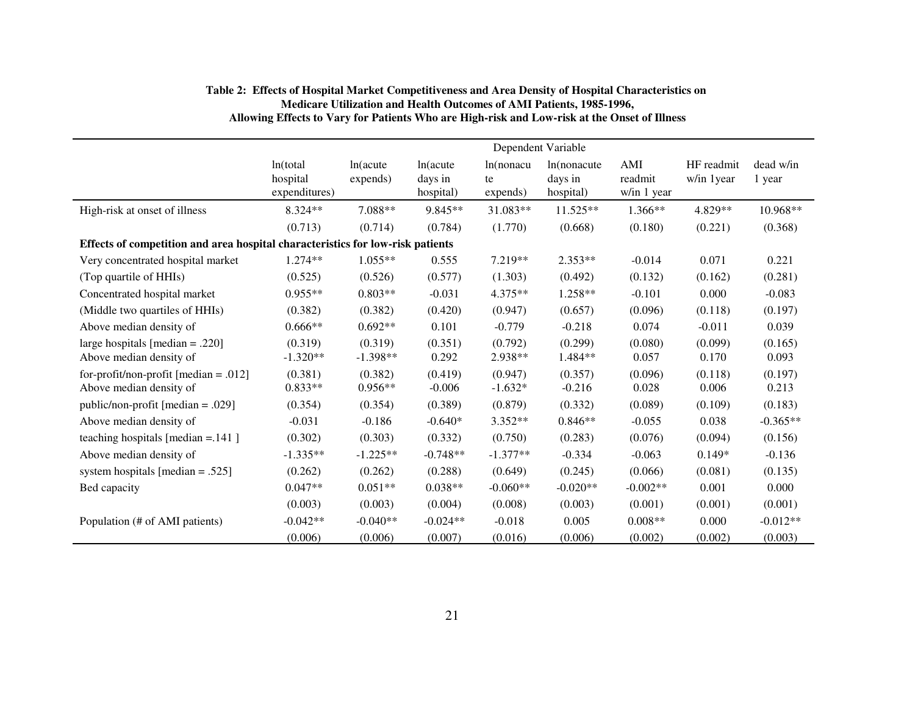**Table 2: Effects of Hospital Market Competitiveness and Area Density of Hospital Characteristics on Medicare Utilization and Health Outcomes of AMI Patients, 1985-1996, Allowing Effects to Vary for Patients Who are High-risk and Low-risk at the Onset of Illness**

| | Dependent Variable | | | | | | | |
|---|---|---|---|---|---|---|---|---|
| | ln(total hospital expenditures) | ln(acute expends) | ln(acute days in hospital) | ln(nonacute expends) | ln(nonacute days in hospital) | AMI readmit w/in 1 year | HF readmit w/in 1year | dead w/in 1 year |
| High-risk at onset of illness | 8.324** | 7.088** | 9.845** | 31.083** | 11.525** | 1.366** | 4.829** | 10.968** |
| | (0.713) | (0.714) | (0.784) | (1.770) | (0.668) | (0.180) | (0.221) | (0.368) |
| **Effects of competition and area hospital characteristics for low-risk patients** | | | | | | | | |
| Very concentrated hospital market | 1.274** | 1.055** | 0.555 | 7.219** | 2.353** | -0.014 | 0.071 | 0.221 |
| (Top quartile of HHIs) | (0.525) | (0.526) | (0.577) | (1.303) | (0.492) | (0.132) | (0.162) | (0.281) |
| Concentrated hospital market | 0.955** | 0.803** | -0.031 | 4.375** | 1.258** | -0.101 | 0.000 | -0.083 |
| (Middle two quartiles of HHIs) | (0.382) | (0.382) | (0.420) | (0.947) | (0.657) | (0.096) | (0.118) | (0.197) |
| Above median density of | 0.666** | 0.692** | 0.101 | -0.779 | -0.218 | 0.074 | -0.011 | 0.039 |
| large hospitals [median = .220] | (0.319) | (0.319) | (0.351) | (0.792) | (0.299) | (0.080) | (0.099) | (0.165) |
| Above median density of | -1.320** | -1.398** | 0.292 | 2.938** | 1.484** | 0.057 | 0.170 | 0.093 |
| for-profit/non-profit [median = .012] | (0.381) | (0.382) | (0.419) | (0.947) | (0.357) | (0.096) | (0.118) | (0.197) |
| Above median density of | 0.833** | 0.956** | -0.006 | -1.632* | -0.216 | 0.028 | 0.006 | 0.213 |
| public/non-profit [median = .029] | (0.354) | (0.354) | (0.389) | (0.879) | (0.332) | (0.089) | (0.109) | (0.183) |
| Above median density of | -0.031 | -0.186 | -0.640* | 3.352** | 0.846** | -0.055 | 0.038 | -0.365** |
| teaching hospitals [median =.141 ] | (0.302) | (0.303) | (0.332) | (0.750) | (0.283) | (0.076) | (0.094) | (0.156) |
| Above median density of | -1.335** | -1.225** | -0.748** | -1.377** | -0.334 | -0.063 | 0.149* | -0.136 |
| system hospitals [median = .525] | (0.262) | (0.262) | (0.288) | (0.649) | (0.245) | (0.066) | (0.081) | (0.135) |
| Bed capacity | 0.047** | 0.051** | 0.038** | -0.060** | -0.020** | -0.002** | 0.001 | 0.000 |
| | (0.003) | (0.003) | (0.004) | (0.008) | (0.003) | (0.001) | (0.001) | (0.001) |
| Population (# of AMI patients) | -0.042** | -0.040** | -0.024** | -0.018 | 0.005 | 0.008** | 0.000 | -0.012** |
| | (0.006) | (0.006) | (0.007) | (0.016) | (0.006) | (0.002) | (0.002) | (0.003) |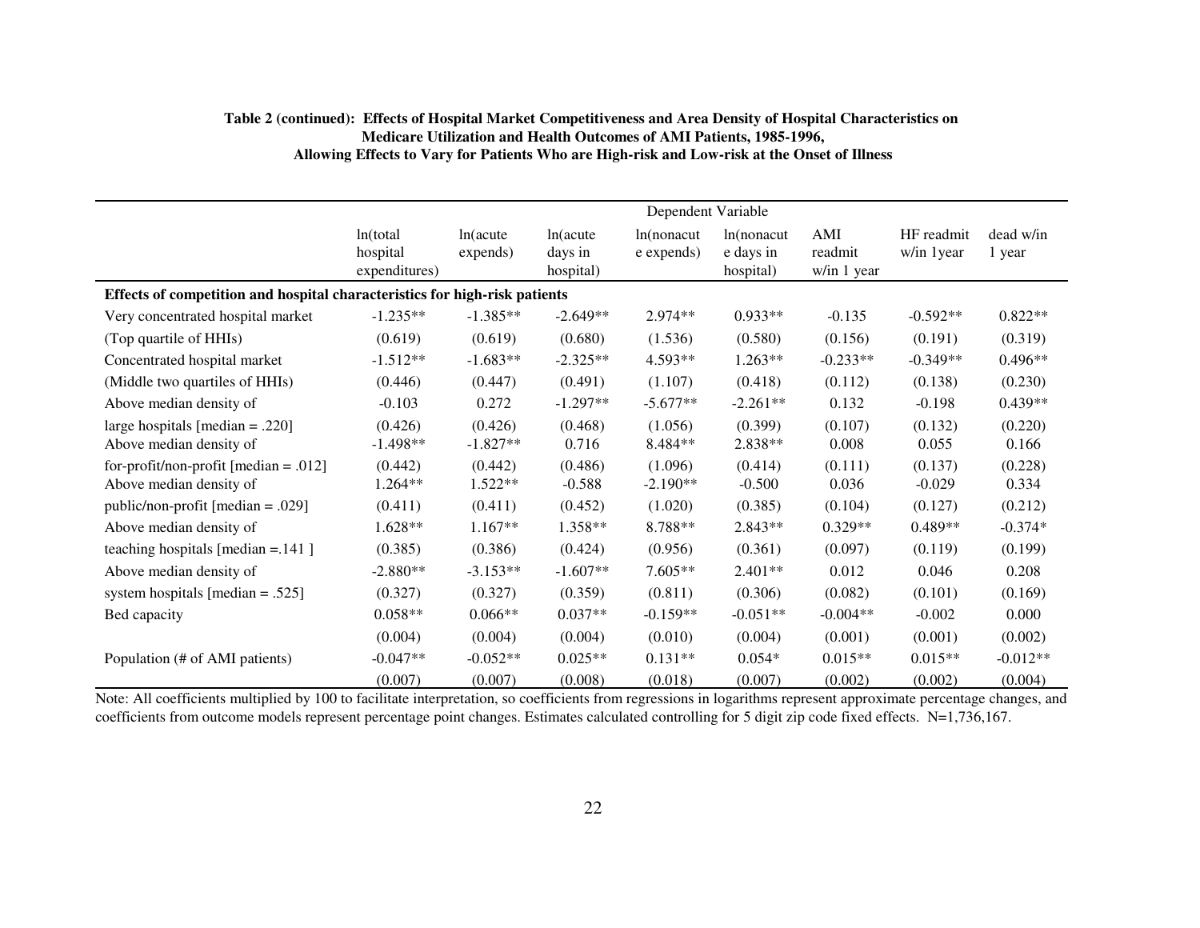**Table 2 (continued): Effects of Hospital Market Competitiveness and Area Density of Hospital Characteristics on Medicare Utilization and Health Outcomes of AMI Patients, 1985-1996, Allowing Effects to Vary for Patients Who are High-risk and Low-risk at the Onset of Illness**

| | Dependent Variable | | | | | | | |
|---|---|---|---|---|---|---|---|---|
| | ln(total hospital expenditures) | ln(acute expends) | ln(acute days in hospital) | ln(nonacute expends) | ln(nonacute days in hospital) | AMI readmit w/in 1 year | HF readmit w/in 1year | dead w/in 1 year |
| **Effects of competition and hospital characteristics for high-risk patients** | | | | | | | | |
| Very concentrated hospital market | -1.235** | -1.385** | -2.649** | 2.974** | 0.933** | -0.135 | -0.592** | 0.822** |
| (Top quartile of HHIs) | (0.619) | (0.619) | (0.680) | (1.536) | (0.580) | (0.156) | (0.191) | (0.319) |
| Concentrated hospital market | -1.512** | -1.683** | -2.325** | 4.593** | 1.263** | -0.233** | -0.349** | 0.496** |
| (Middle two quartiles of HHIs) | (0.446) | (0.447) | (0.491) | (1.107) | (0.418) | (0.112) | (0.138) | (0.230) |
| Above median density of | -0.103 | 0.272 | -1.297** | -5.677** | -2.261** | 0.132 | -0.198 | 0.439** |
| large hospitals [median = .220] | (0.426) | (0.426) | (0.468) | (1.056) | (0.399) | (0.107) | (0.132) | (0.220) |
| Above median density of | -1.498** | -1.827** | 0.716 | 8.484** | 2.838** | 0.008 | 0.055 | 0.166 |
| for-profit/non-profit [median = .012] | (0.442) | (0.442) | (0.486) | (1.096) | (0.414) | (0.111) | (0.137) | (0.228) |
| Above median density of | 1.264** | 1.522** | -0.588 | -2.190** | -0.500 | 0.036 | -0.029 | 0.334 |
| public/non-profit [median = .029] | (0.411) | (0.411) | (0.452) | (1.020) | (0.385) | (0.104) | (0.127) | (0.212) |
| Above median density of | 1.628** | 1.167** | 1.358** | 8.788** | 2.843** | 0.329** | 0.489** | -0.374* |
| teaching hospitals [median =.141 ] | (0.385) | (0.386) | (0.424) | (0.956) | (0.361) | (0.097) | (0.119) | (0.199) |
| Above median density of | -2.880** | -3.153** | -1.607** | 7.605** | 2.401** | 0.012 | 0.046 | 0.208 |
| system hospitals [median = .525] | (0.327) | (0.327) | (0.359) | (0.811) | (0.306) | (0.082) | (0.101) | (0.169) |
| Bed capacity | 0.058** | 0.066** | 0.037** | -0.159** | -0.051** | -0.004** | -0.002 | 0.000 |
| | (0.004) | (0.004) | (0.004) | (0.010) | (0.004) | (0.001) | (0.001) | (0.002) |
| Population (# of AMI patients) | -0.047** | -0.052** | 0.025** | 0.131** | 0.054* | 0.015** | 0.015** | -0.012** |
| | (0.007) | (0.007) | (0.008) | (0.018) | (0.007) | (0.002) | (0.002) | (0.004) |

Note: All coefficients multiplied by 100 to facilitate interpretation, so coefficients from regressions in logarithms represent approximate percentage changes, and coefficients from outcome models represent percentage point changes. Estimates calculated controlling for 5 digit zip code fixed effects. N=1,736,167.